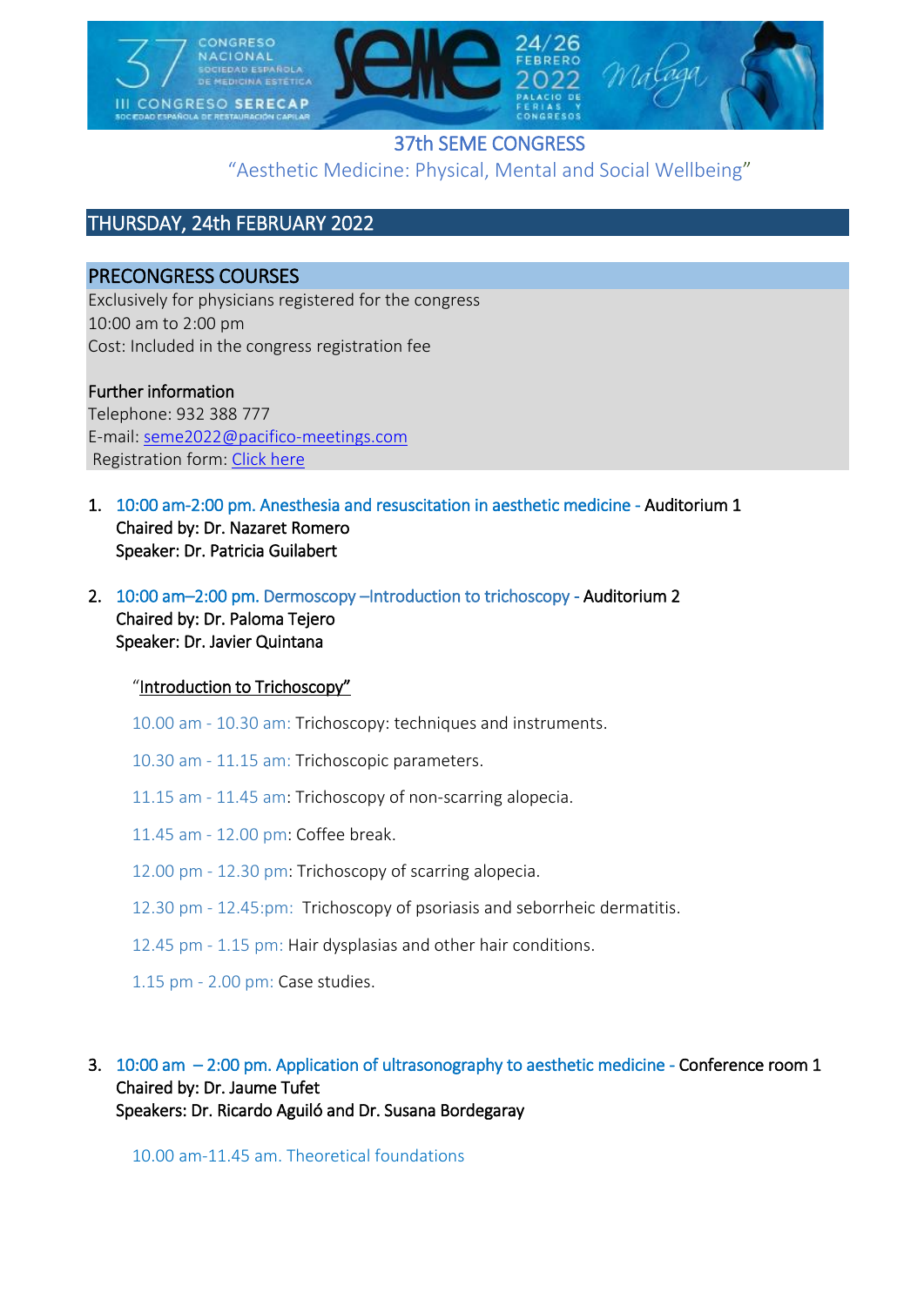# 37th SEME CONGRESS

"Aesthetic Medicine: Physical, Mental and Social Wellbeing"

## THURSDAY, 24th FEBRUARY 2022

### PRECONGRESS COURSES

Exclusively for physicians registered for the congress
10:00 am to 2:00 pm
Cost: Included in the congress registration fee

**Further information**
Telephone: 932 388 777
E-mail: seme2022@pacifico-meetings.com
Registration form: Click here

1. 10:00 am-2:00 pm. Anesthesia and resuscitation in aesthetic medicine - Auditorium 1
   Chaired by: Dr. Nazaret Romero
   Speaker: Dr. Patricia Guilabert

2. 10:00 am–2:00 pm. Dermoscopy –Introduction to trichoscopy - Auditorium 2
   Chaired by: Dr. Paloma Tejero
   Speaker: Dr. Javier Quintana

   "Introduction to Trichoscopy"

   10.00 am - 10.30 am: Trichoscopy: techniques and instruments.

   10.30 am - 11.15 am: Trichoscopic parameters.

   11.15 am - 11.45 am: Trichoscopy of non-scarring alopecia.

   11.45 am - 12.00 pm: Coffee break.

   12.00 pm - 12.30 pm: Trichoscopy of scarring alopecia.

   12.30 pm - 12.45:pm: Trichoscopy of psoriasis and seborrheic dermatitis.

   12.45 pm - 1.15 pm: Hair dysplasias and other hair conditions.

   1.15 pm - 2.00 pm: Case studies.

3. 10:00 am – 2:00 pm. Application of ultrasonography to aesthetic medicine - Conference room 1
   Chaired by: Dr. Jaume Tufet
   Speakers: Dr. Ricardo Aguiló and Dr. Susana Bordegaray

   10.00 am-11.45 am. Theoretical foundations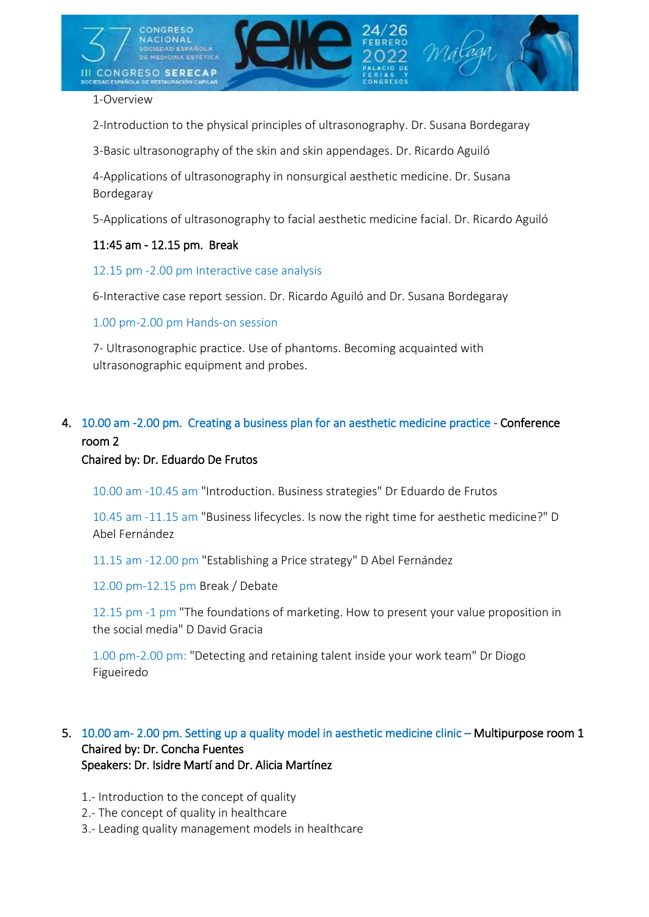1-Overview

2-Introduction to the physical principles of ultrasonography. Dr. Susana Bordegaray

3-Basic ultrasonography of the skin and skin appendages. Dr. Ricardo Aguiló

4-Applications of ultrasonography in nonsurgical aesthetic medicine. Dr. Susana Bordegaray

5-Applications of ultrasonography to facial aesthetic medicine facial. Dr. Ricardo Aguiló

**11:45 am - 12.15 pm. Break**

12.15 pm -2.00 pm Interactive case analysis

6-Interactive case report session. Dr. Ricardo Aguiló and Dr. Susana Bordegaray

1.00 pm-2.00 pm Hands-on session

7- Ultrasonographic practice. Use of phantoms. Becoming acquainted with ultrasonographic equipment and probes.

4. **10.00 am -2.00 pm. Creating a business plan for an aesthetic medicine practice - Conference room 2**
   **Chaired by: Dr. Eduardo De Frutos**

   10.00 am -10.45 am "Introduction. Business strategies" Dr Eduardo de Frutos

   10.45 am -11.15 am "Business lifecycles. Is now the right time for aesthetic medicine?" D Abel Fernández

   11.15 am -12.00 pm "Establishing a Price strategy" D Abel Fernández

   12.00 pm-12.15 pm Break / Debate

   12.15 pm -1 pm "The foundations of marketing. How to present your value proposition in the social media" D David Gracia

   1.00 pm-2.00 pm: "Detecting and retaining talent inside your work team" Dr Diogo Figueiredo

5. **10.00 am- 2.00 pm. Setting up a quality model in aesthetic medicine clinic – Multipurpose room 1**
   **Chaired by: Dr. Concha Fuentes**
   **Speakers: Dr. Isidre Martí and Dr. Alicia Martínez**

   1.- Introduction to the concept of quality
   2.- The concept of quality in healthcare
   3.- Leading quality management models in healthcare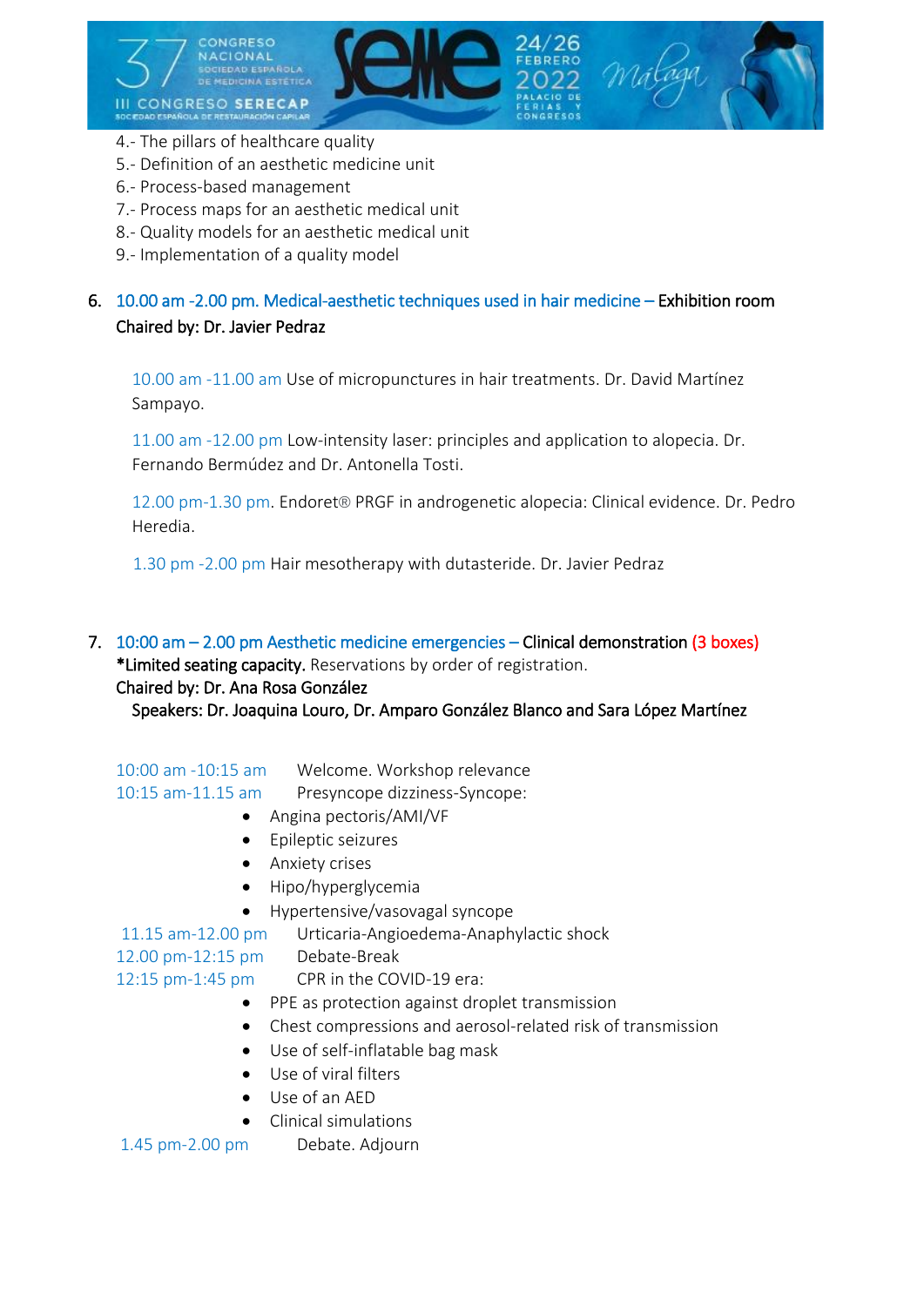4.- The pillars of healthcare quality
5.- Definition of an aesthetic medicine unit
6.- Process-based management
7.- Process maps for an aesthetic medical unit
8.- Quality models for an aesthetic medical unit
9.- Implementation of a quality model

6. 10.00 am -2.00 pm. Medical-aesthetic techniques used in hair medicine – **Exhibition room**
   **Chaired by: Dr. Javier Pedraz**

   10.00 am -11.00 am Use of micropunctures in hair treatments. Dr. David Martínez Sampayo.

   11.00 am -12.00 pm Low-intensity laser: principles and application to alopecia. Dr. Fernando Bermúdez and Dr. Antonella Tosti.

   12.00 pm-1.30 pm. Endoret® PRGF in androgenetic alopecia: Clinical evidence. Dr. Pedro Heredia.

   1.30 pm -2.00 pm Hair mesotherapy with dutasteride. Dr. Javier Pedraz

7. 10:00 am – 2.00 pm Aesthetic medicine emergencies – **Clinical demonstration** (3 boxes)
   ***Limited seating capacity.** Reservations by order of registration.
   **Chaired by: Dr. Ana Rosa González**
   **Speakers: Dr. Joaquina Louro, Dr. Amparo González Blanco and Sara López Martínez**

   10:00 am -10:15 am Welcome. Workshop relevance
   10:15 am-11.15 am Presyncope dizziness-Syncope:
   - Angina pectoris/AMI/VF
   - Epileptic seizures
   - Anxiety crises
   - Hipo/hyperglycemia
   - Hypertensive/vasovagal syncope

   11.15 am-12.00 pm Urticaria-Angioedema-Anaphylactic shock
   12.00 pm-12:15 pm Debate-Break
   12:15 pm-1:45 pm CPR in the COVID-19 era:
   - PPE as protection against droplet transmission
   - Chest compressions and aerosol-related risk of transmission
   - Use of self-inflatable bag mask
   - Use of viral filters
   - Use of an AED
   - Clinical simulations

   1.45 pm-2.00 pm Debate. Adjourn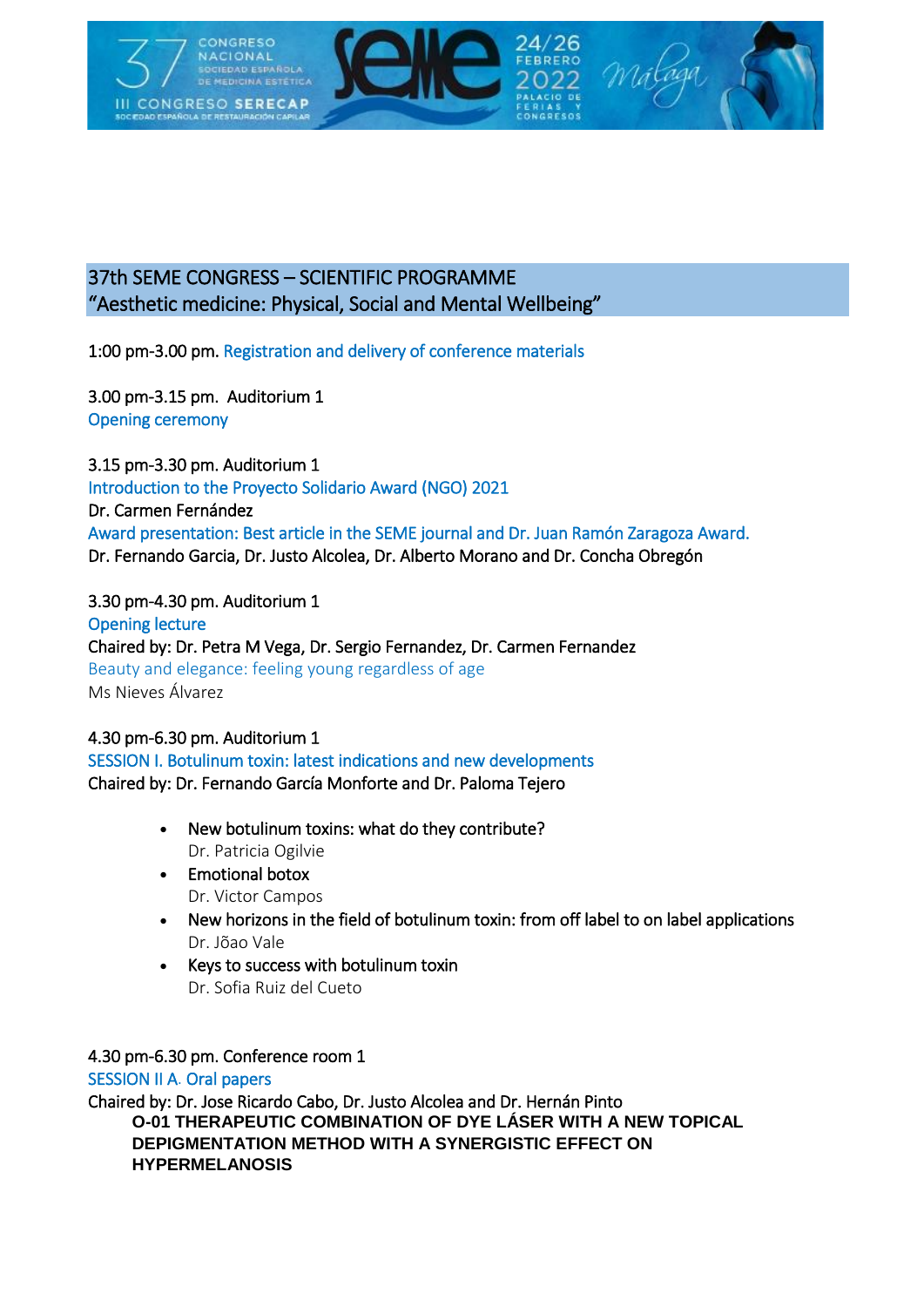## 37th SEME CONGRESS – SCIENTIFIC PROGRAMME
## "Aesthetic medicine: Physical, Social and Mental Wellbeing"

1:00 pm-3.00 pm. Registration and delivery of conference materials

3.00 pm-3.15 pm. Auditorium 1
Opening ceremony

3.15 pm-3.30 pm. Auditorium 1
Introduction to the Proyecto Solidario Award (NGO) 2021
Dr. Carmen Fernández
Award presentation: Best article in the SEME journal and Dr. Juan Ramón Zaragoza Award.
Dr. Fernando Garcia, Dr. Justo Alcolea, Dr. Alberto Morano and Dr. Concha Obregón

3.30 pm-4.30 pm. Auditorium 1
Opening lecture
Chaired by: Dr. Petra M Vega, Dr. Sergio Fernandez, Dr. Carmen Fernandez
Beauty and elegance: feeling young regardless of age
Ms Nieves Álvarez

4.30 pm-6.30 pm. Auditorium 1
SESSION I. Botulinum toxin: latest indications and new developments
Chaired by: Dr. Fernando García Monforte and Dr. Paloma Tejero

- New botulinum toxins: what do they contribute?
  Dr. Patricia Ogilvie
- Emotional botox
  Dr. Victor Campos
- New horizons in the field of botulinum toxin: from off label to on label applications
  Dr. Jõao Vale
- Keys to success with botulinum toxin
  Dr. Sofia Ruiz del Cueto

4.30 pm-6.30 pm. Conference room 1
SESSION II A. Oral papers
Chaired by: Dr. Jose Ricardo Cabo, Dr. Justo Alcolea and Dr. Hernán Pinto

**O-01 THERAPEUTIC COMBINATION OF DYE LÁSER WITH A NEW TOPICAL DEPIGMENTATION METHOD WITH A SYNERGISTIC EFFECT ON HYPERMELANOSIS**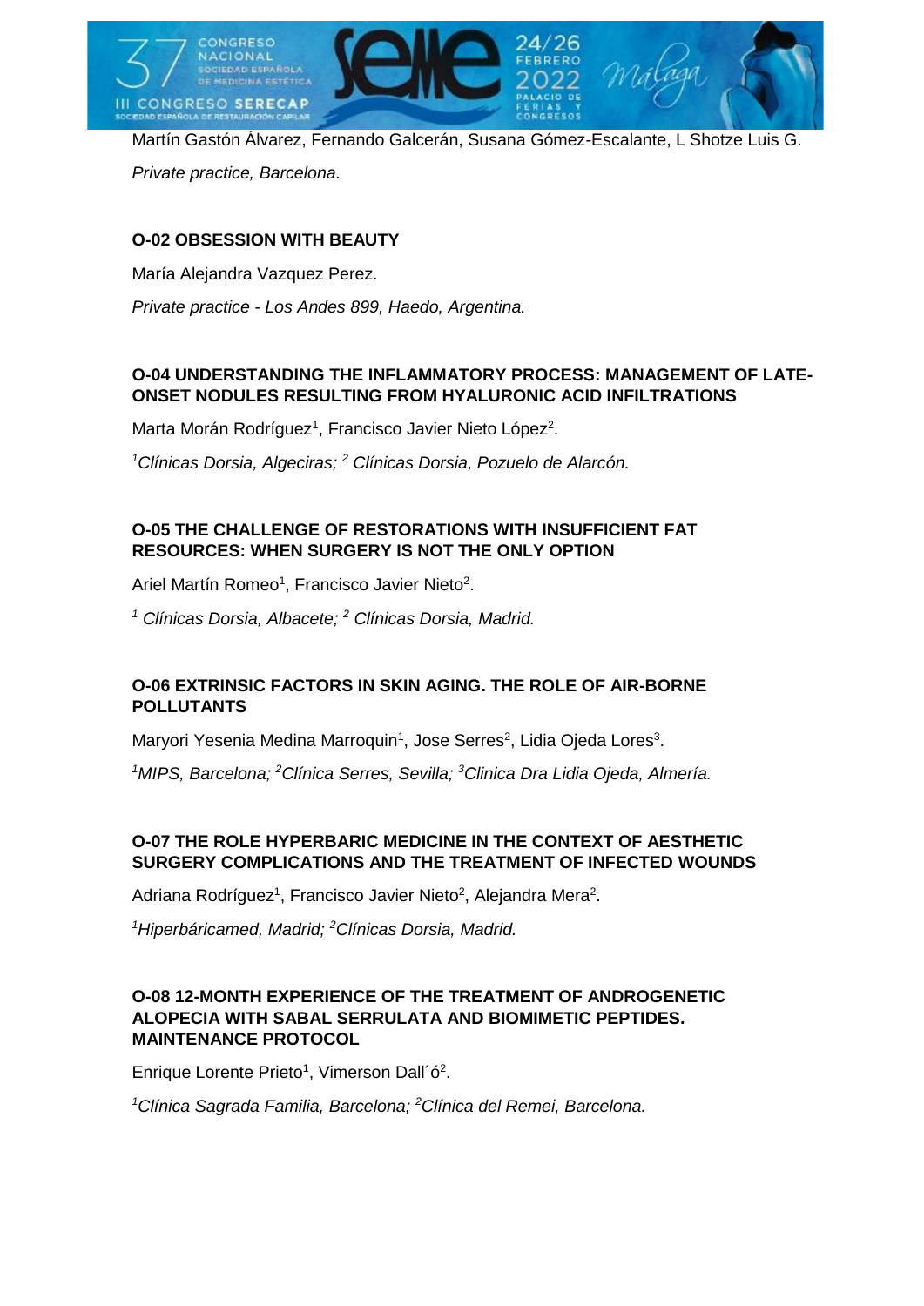Martín Gastón Álvarez, Fernando Galcerán, Susana Gómez-Escalante, L Shotze Luis G.

*Private practice, Barcelona.*

### O-02 OBSESSION WITH BEAUTY

María Alejandra Vazquez Perez.

*Private practice - Los Andes 899, Haedo, Argentina.*

### O-04 UNDERSTANDING THE INFLAMMATORY PROCESS: MANAGEMENT OF LATE-ONSET NODULES RESULTING FROM HYALURONIC ACID INFILTRATIONS

Marta Morán Rodríguez[1], Francisco Javier Nieto López[2].

*[1]Clínicas Dorsia, Algeciras; [2] Clínicas Dorsia, Pozuelo de Alarcón.*

### O-05 THE CHALLENGE OF RESTORATIONS WITH INSUFFICIENT FAT RESOURCES: WHEN SURGERY IS NOT THE ONLY OPTION

Ariel Martín Romeo[1], Francisco Javier Nieto[2].

*[1] Clínicas Dorsia, Albacete; [2] Clínicas Dorsia, Madrid.*

### O-06 EXTRINSIC FACTORS IN SKIN AGING. THE ROLE OF AIR-BORNE POLLUTANTS

Maryori Yesenia Medina Marroquin[1], Jose Serres[2], Lidia Ojeda Lores[3].

*[1]MIPS, Barcelona; [2]Clínica Serres, Sevilla; [3]Clinica Dra Lidia Ojeda, Almería.*

### O-07 THE ROLE HYPERBARIC MEDICINE IN THE CONTEXT OF AESTHETIC SURGERY COMPLICATIONS AND THE TREATMENT OF INFECTED WOUNDS

Adriana Rodríguez[1], Francisco Javier Nieto[2], Alejandra Mera[2].

*[1]Hiperbáricamed, Madrid; [2]Clínicas Dorsia, Madrid.*

### O-08 12-MONTH EXPERIENCE OF THE TREATMENT OF ANDROGENETIC ALOPECIA WITH SABAL SERRULATA AND BIOMIMETIC PEPTIDES. MAINTENANCE PROTOCOL

Enrique Lorente Prieto[1], Vimerson Dall´ó[2].

*[1]Clínica Sagrada Familia, Barcelona; [2]Clínica del Remei, Barcelona.*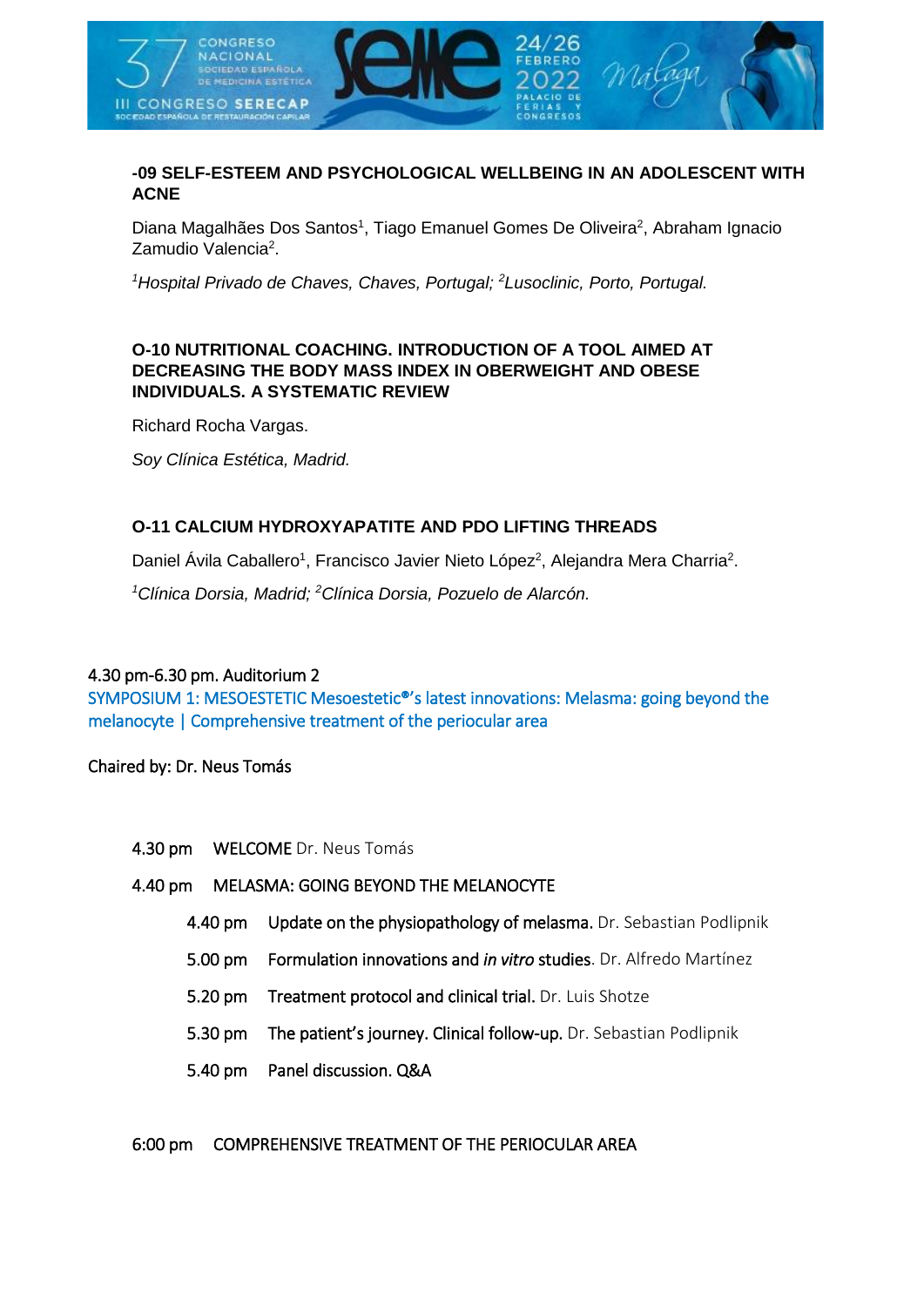### -09 SELF-ESTEEM AND PSYCHOLOGICAL WELLBEING IN AN ADOLESCENT WITH ACNE

Diana Magalhães Dos Santos[1], Tiago Emanuel Gomes De Oliveira[2], Abraham Ignacio Zamudio Valencia[2].

*[1]Hospital Privado de Chaves, Chaves, Portugal; [2]Lusoclinic, Porto, Portugal.*

### O-10 NUTRITIONAL COACHING. INTRODUCTION OF A TOOL AIMED AT DECREASING THE BODY MASS INDEX IN OBERWEIGHT AND OBESE INDIVIDUALS. A SYSTEMATIC REVIEW

Richard Rocha Vargas.

*Soy Clínica Estética, Madrid.*

### O-11 CALCIUM HYDROXYAPATITE AND PDO LIFTING THREADS

Daniel Ávila Caballero[1], Francisco Javier Nieto López[2], Alejandra Mera Charria[2].

*[1]Clínica Dorsia, Madrid; [2]Clínica Dorsia, Pozuelo de Alarcón.*

4.30 pm-6.30 pm. Auditorium 2

SYMPOSIUM 1: MESOESTETIC Mesoestetic®'s latest innovations: Melasma: going beyond the melanocyte | Comprehensive treatment of the periocular area

Chaired by: Dr. Neus Tomás

- 4.30 pm WELCOME Dr. Neus Tomás
- 4.40 pm MELASMA: GOING BEYOND THE MELANOCYTE
  - 4.40 pm **Update on the physiopathology of melasma.** Dr. Sebastian Podlipnik
  - 5.00 pm **Formulation innovations and *in vitro* studies**. Dr. Alfredo Martínez
  - 5.20 pm **Treatment protocol and clinical trial.** Dr. Luis Shotze
  - 5.30 pm **The patient's journey. Clinical follow-up.** Dr. Sebastian Podlipnik
  - 5.40 pm **Panel discussion. Q&A**

6:00 pm COMPREHENSIVE TREATMENT OF THE PERIOCULAR AREA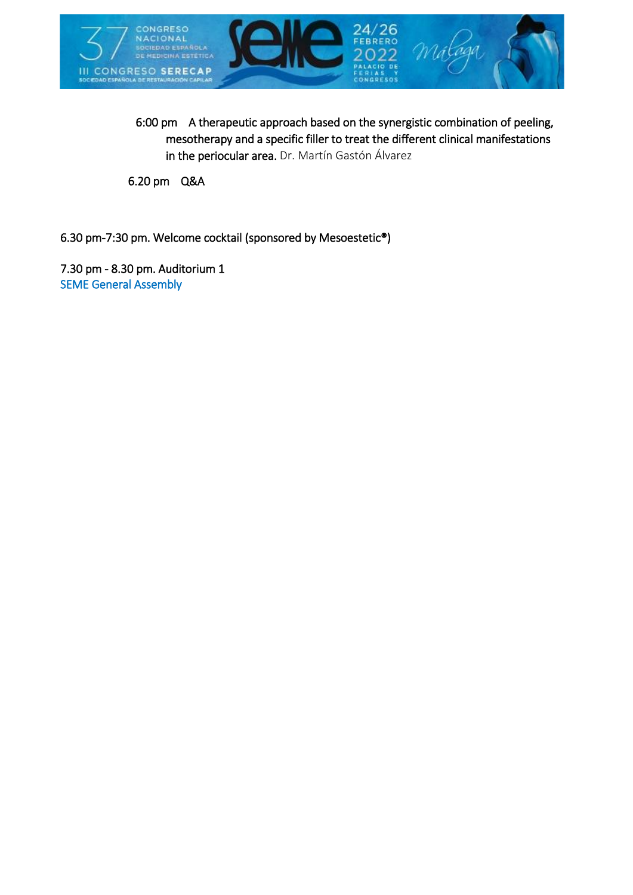6:00 pm  **A therapeutic approach based on the synergistic combination of peeling, mesotherapy and a specific filler to treat the different clinical manifestations in the periocular area.** Dr. Martín Gastón Álvarez

6.20 pm  Q&A

6.30 pm-7:30 pm. Welcome cocktail (sponsored by Mesoestetic®)

7.30 pm - 8.30 pm. Auditorium 1
SEME General Assembly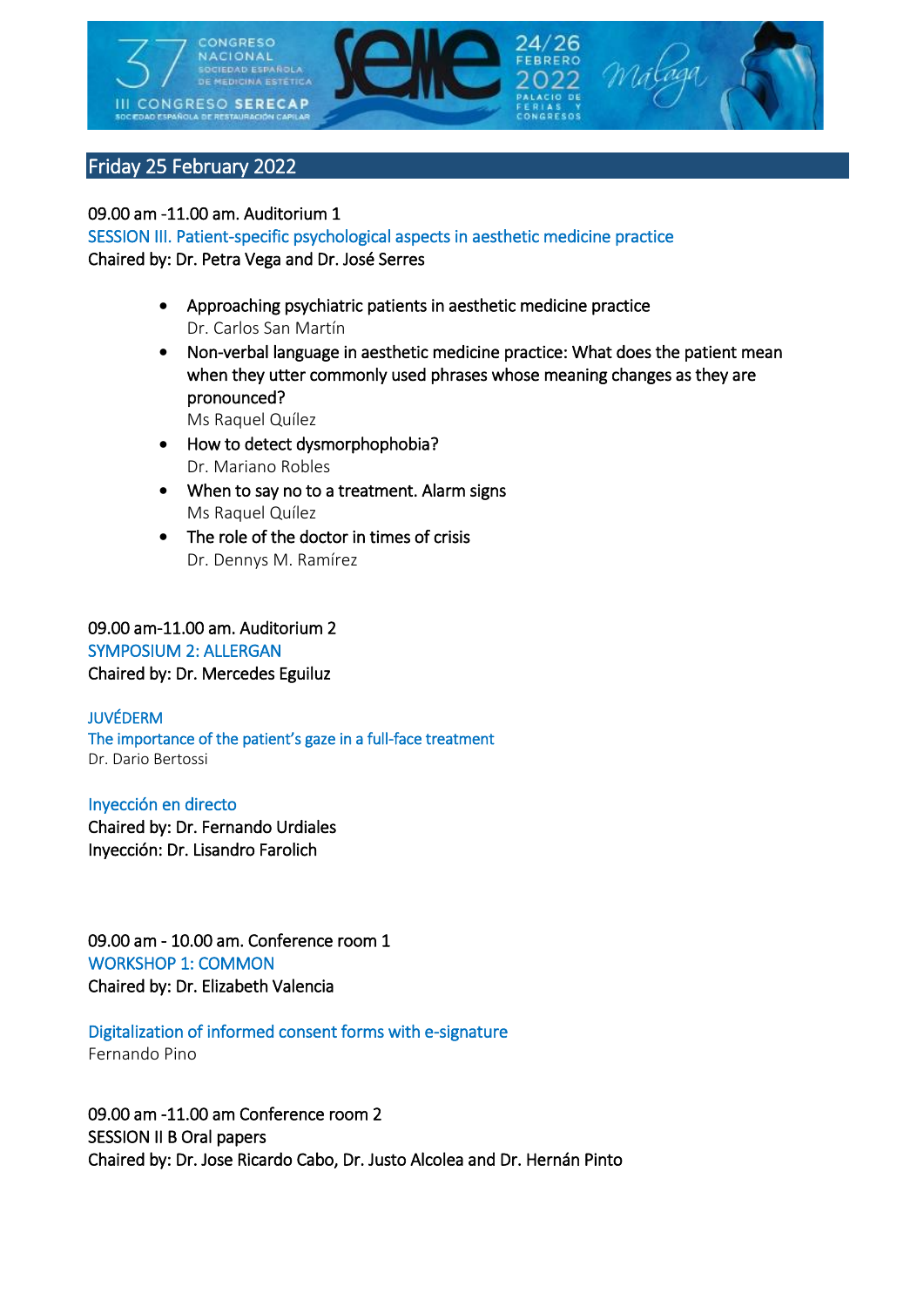## Friday 25 February 2022

09.00 am -11.00 am. Auditorium 1

SESSION III. Patient-specific psychological aspects in aesthetic medicine practice

Chaired by: Dr. Petra Vega and Dr. José Serres

- Approaching psychiatric patients in aesthetic medicine practice
  Dr. Carlos San Martín
- Non-verbal language in aesthetic medicine practice: What does the patient mean when they utter commonly used phrases whose meaning changes as they are pronounced?
  Ms Raquel Quílez
- How to detect dysmorphophobia?
  Dr. Mariano Robles
- When to say no to a treatment. Alarm signs
  Ms Raquel Quílez
- The role of the doctor in times of crisis
  Dr. Dennys M. Ramírez

09.00 am-11.00 am. Auditorium 2

SYMPOSIUM 2: ALLERGAN

Chaired by: Dr. Mercedes Eguiluz

JUVÉDERM

The importance of the patient's gaze in a full-face treatment

Dr. Dario Bertossi

Inyección en directo

Chaired by: Dr. Fernando Urdiales

Inyección: Dr. Lisandro Farolich

09.00 am - 10.00 am. Conference room 1

WORKSHOP 1: COMMON

Chaired by: Dr. Elizabeth Valencia

Digitalization of informed consent forms with e-signature

Fernando Pino

09.00 am -11.00 am Conference room 2

SESSION II B Oral papers

Chaired by: Dr. Jose Ricardo Cabo, Dr. Justo Alcolea and Dr. Hernán Pinto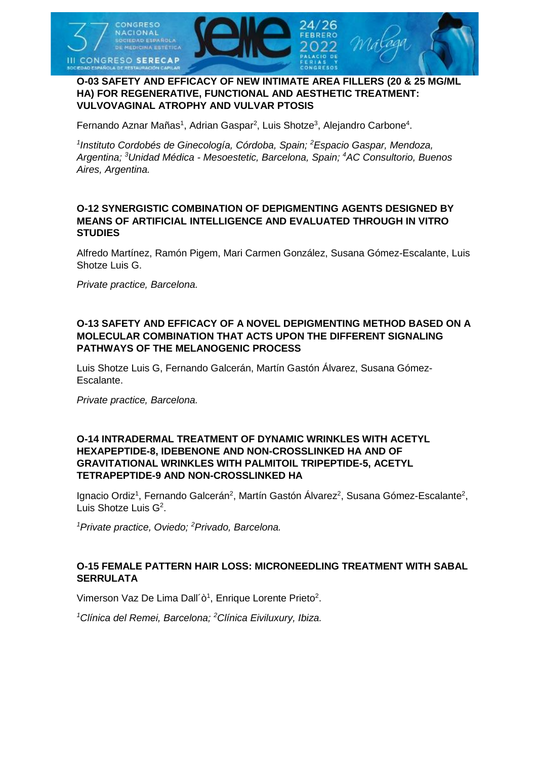### O-03 SAFETY AND EFFICACY OF NEW INTIMATE AREA FILLERS (20 & 25 MG/ML HA) FOR REGENERATIVE, FUNCTIONAL AND AESTHETIC TREATMENT: VULVOVAGINAL ATROPHY AND VULVAR PTOSIS

Fernando Aznar Mañas[1], Adrian Gaspar[2], Luis Shotze[3], Alejandro Carbone[4].

*[1]Instituto Cordobés de Ginecología, Córdoba, Spain; [2]Espacio Gaspar, Mendoza, Argentina; [3]Unidad Médica - Mesoestetic, Barcelona, Spain; [4]AC Consultorio, Buenos Aires, Argentina.*

### O-12 SYNERGISTIC COMBINATION OF DEPIGMENTING AGENTS DESIGNED BY MEANS OF ARTIFICIAL INTELLIGENCE AND EVALUATED THROUGH IN VITRO STUDIES

Alfredo Martínez, Ramón Pigem, Mari Carmen González, Susana Gómez-Escalante, Luis Shotze Luis G.

*Private practice, Barcelona.*

### O-13 SAFETY AND EFFICACY OF A NOVEL DEPIGMENTING METHOD BASED ON A MOLECULAR COMBINATION THAT ACTS UPON THE DIFFERENT SIGNALING PATHWAYS OF THE MELANOGENIC PROCESS

Luis Shotze Luis G, Fernando Galcerán, Martín Gastón Álvarez, Susana Gómez-Escalante.

*Private practice, Barcelona.*

### O-14 INTRADERMAL TREATMENT OF DYNAMIC WRINKLES WITH ACETYL HEXAPEPTIDE-8, IDEBENONE AND NON-CROSSLINKED HA AND OF GRAVITATIONAL WRINKLES WITH PALMITOIL TRIPEPTIDE-5, ACETYL TETRAPEPTIDE-9 AND NON-CROSSLINKED HA

Ignacio Ordiz[1], Fernando Galcerán[2], Martín Gastón Álvarez[2], Susana Gómez-Escalante[2], Luis Shotze Luis G[2].

*[1]Private practice, Oviedo; [2]Privado, Barcelona.*

### O-15 FEMALE PATTERN HAIR LOSS: MICRONEEDLING TREATMENT WITH SABAL SERRULATA

Vimerson Vaz De Lima Dall´ò[1], Enrique Lorente Prieto[2].

*[1]Clínica del Remei, Barcelona; [2]Clínica Eiviluxury, Ibiza.*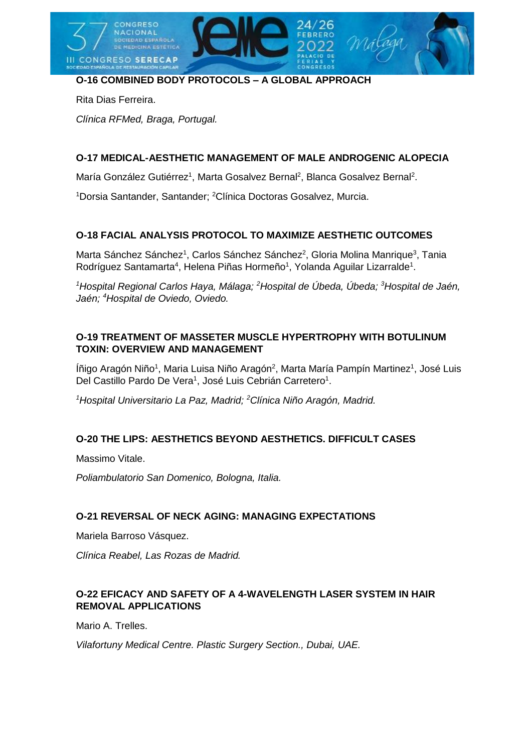### O-16 COMBINED BODY PROTOCOLS – A GLOBAL APPROACH

Rita Dias Ferreira.

*Clínica RFMed, Braga, Portugal.*

### O-17 MEDICAL-AESTHETIC MANAGEMENT OF MALE ANDROGENIC ALOPECIA

María González Gutiérrez[1], Marta Gosalvez Bernal[2], Blanca Gosalvez Bernal[2].

[1]Dorsia Santander, Santander; [2]Clínica Doctoras Gosalvez, Murcia.

### O-18 FACIAL ANALYSIS PROTOCOL TO MAXIMIZE AESTHETIC OUTCOMES

Marta Sánchez Sánchez[1], Carlos Sánchez Sánchez[2], Gloria Molina Manrique[3], Tania Rodríguez Santamarta[4], Helena Piñas Hormeño[1], Yolanda Aguilar Lizarralde[1].

*[1]Hospital Regional Carlos Haya, Málaga; [2]Hospital de Úbeda, Úbeda; [3]Hospital de Jaén, Jaén; [4]Hospital de Oviedo, Oviedo.*

### O-19 TREATMENT OF MASSETER MUSCLE HYPERTROPHY WITH BOTULINUM TOXIN: OVERVIEW AND MANAGEMENT

Íñigo Aragón Niño[1], Maria Luisa Niño Aragón[2], Marta María Pampín Martinez[1], José Luis Del Castillo Pardo De Vera[1], José Luis Cebrián Carretero[1].

*[1]Hospital Universitario La Paz, Madrid; [2]Clínica Niño Aragón, Madrid.*

### O-20 THE LIPS: AESTHETICS BEYOND AESTHETICS. DIFFICULT CASES

Massimo Vitale.

*Poliambulatorio San Domenico, Bologna, Italia.*

### O-21 REVERSAL OF NECK AGING: MANAGING EXPECTATIONS

Mariela Barroso Vásquez.

*Clínica Reabel, Las Rozas de Madrid.*

### O-22 EFICACY AND SAFETY OF A 4-WAVELENGTH LASER SYSTEM IN HAIR REMOVAL APPLICATIONS

Mario A. Trelles.

*Vilafortuny Medical Centre. Plastic Surgery Section., Dubai, UAE.*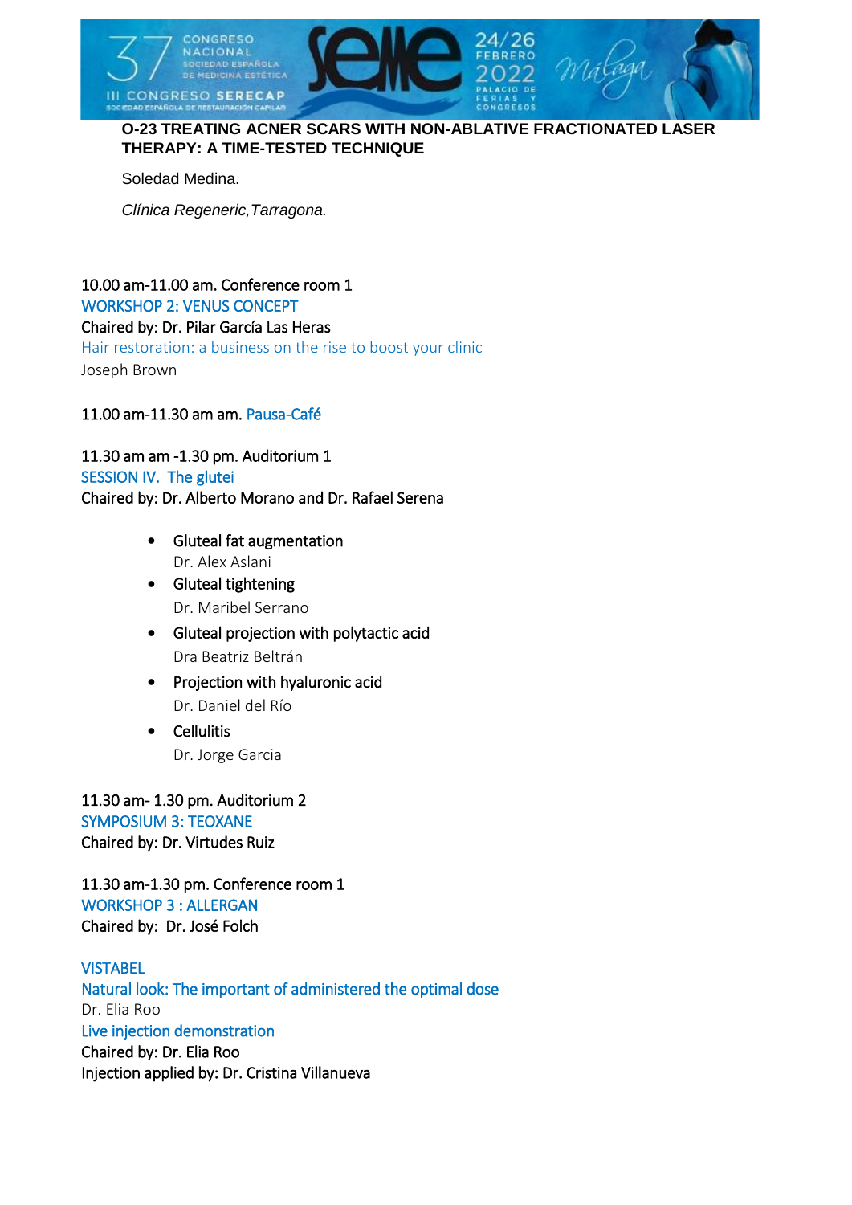**O-23 TREATING ACNER SCARS WITH NON-ABLATIVE FRACTIONATED LASER THERAPY: A TIME-TESTED TECHNIQUE**

Soledad Medina.

*Clínica Regeneric,Tarragona.*

10.00 am-11.00 am. Conference room 1
WORKSHOP 2: VENUS CONCEPT
Chaired by: Dr. Pilar García Las Heras
Hair restoration: a business on the rise to boost your clinic
Joseph Brown

11.00 am-11.30 am am. Pausa-Café

11.30 am am -1.30 pm. Auditorium 1
SESSION IV. The glutei
Chaired by: Dr. Alberto Morano and Dr. Rafael Serena

- Gluteal fat augmentation
  Dr. Alex Aslani
- Gluteal tightening
  Dr. Maribel Serrano
- Gluteal projection with polytactic acid
  Dra Beatriz Beltrán
- Projection with hyaluronic acid
  Dr. Daniel del Río
- Cellulitis
  Dr. Jorge Garcia

11.30 am- 1.30 pm. Auditorium 2
SYMPOSIUM 3: TEOXANE
Chaired by: Dr. Virtudes Ruiz

11.30 am-1.30 pm. Conference room 1
WORKSHOP 3 : ALLERGAN
Chaired by: Dr. José Folch

VISTABEL
Natural look: The important of administered the optimal dose
Dr. Elia Roo
Live injection demonstration
Chaired by: Dr. Elia Roo
Injection applied by: Dr. Cristina Villanueva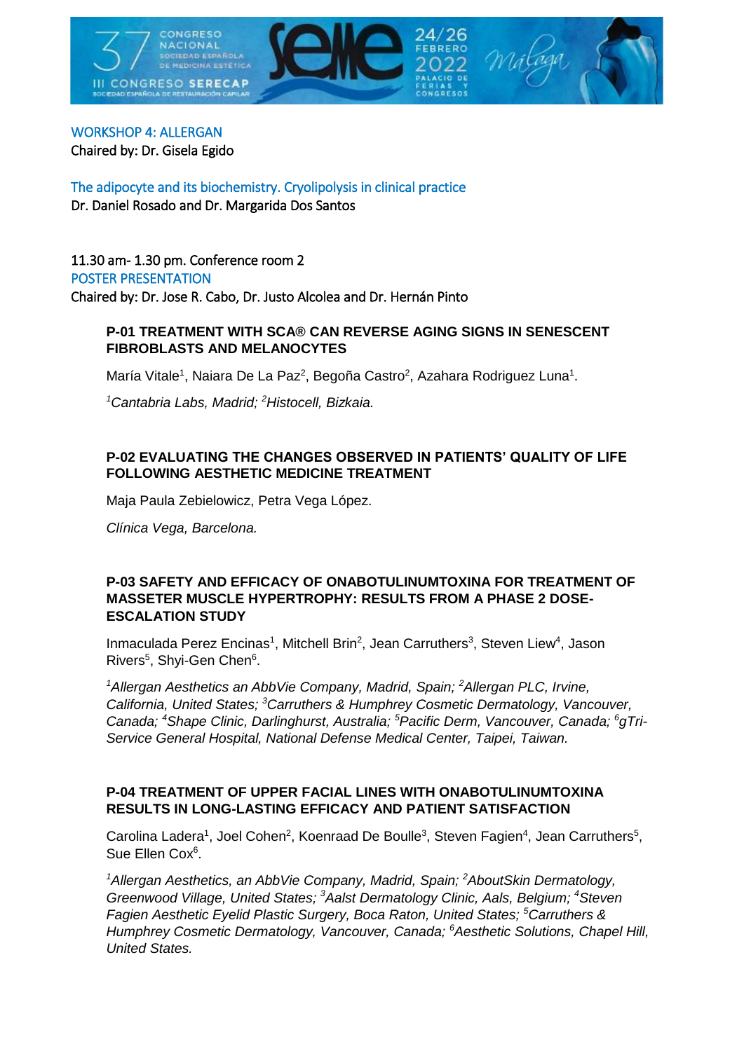WORKSHOP 4: ALLERGAN

Chaired by: Dr. Gisela Egido

The adipocyte and its biochemistry. Cryolipolysis in clinical practice

Dr. Daniel Rosado and Dr. Margarida Dos Santos

11.30 am- 1.30 pm. Conference room 2

POSTER PRESENTATION

Chaired by: Dr. Jose R. Cabo, Dr. Justo Alcolea and Dr. Hernán Pinto

### P-01 TREATMENT WITH SCA® CAN REVERSE AGING SIGNS IN SENESCENT FIBROBLASTS AND MELANOCYTES

María Vitale[1], Naiara De La Paz[2], Begoña Castro[2], Azahara Rodriguez Luna[1].

*[1]Cantabria Labs, Madrid; [2]Histocell, Bizkaia.*

### P-02 EVALUATING THE CHANGES OBSERVED IN PATIENTS' QUALITY OF LIFE FOLLOWING AESTHETIC MEDICINE TREATMENT

Maja Paula Zebielowicz, Petra Vega López.

*Clínica Vega, Barcelona.*

### P-03 SAFETY AND EFFICACY OF ONABOTULINUMTOXINA FOR TREATMENT OF MASSETER MUSCLE HYPERTROPHY: RESULTS FROM A PHASE 2 DOSE-ESCALATION STUDY

Inmaculada Perez Encinas[1], Mitchell Brin[2], Jean Carruthers[3], Steven Liew[4], Jason Rivers[5], Shyi-Gen Chen[6].

*[1]Allergan Aesthetics an AbbVie Company, Madrid, Spain; [2]Allergan PLC, Irvine, California, United States; [3]Carruthers & Humphrey Cosmetic Dermatology, Vancouver, Canada; [4]Shape Clinic, Darlinghurst, Australia; [5]Pacific Derm, Vancouver, Canada; [6]gTri-Service General Hospital, National Defense Medical Center, Taipei, Taiwan.*

### P-04 TREATMENT OF UPPER FACIAL LINES WITH ONABOTULINUMTOXINA RESULTS IN LONG-LASTING EFFICACY AND PATIENT SATISFACTION

Carolina Ladera[1], Joel Cohen[2], Koenraad De Boulle[3], Steven Fagien[4], Jean Carruthers[5], Sue Ellen Cox[6].

*[1]Allergan Aesthetics, an AbbVie Company, Madrid, Spain; [2]AboutSkin Dermatology, Greenwood Village, United States; [3]Aalst Dermatology Clinic, Aals, Belgium; [4]Steven Fagien Aesthetic Eyelid Plastic Surgery, Boca Raton, United States; [5]Carruthers & Humphrey Cosmetic Dermatology, Vancouver, Canada; [6]Aesthetic Solutions, Chapel Hill, United States.*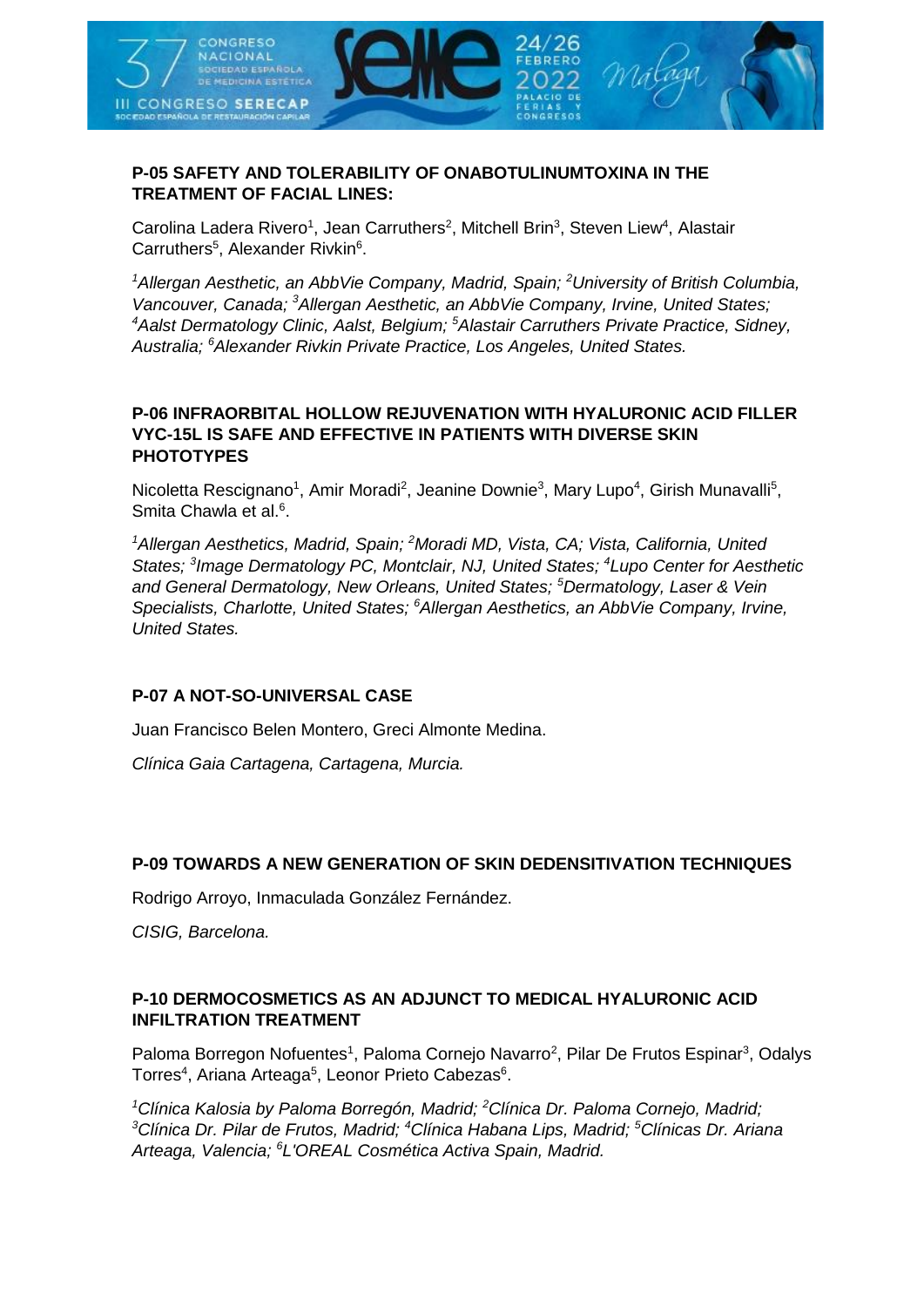### P-05 SAFETY AND TOLERABILITY OF ONABOTULINUMTOXINA IN THE TREATMENT OF FACIAL LINES:

Carolina Ladera Rivero[1], Jean Carruthers[2], Mitchell Brin[3], Steven Liew[4], Alastair Carruthers[5], Alexander Rivkin[6].

*[1]Allergan Aesthetic, an AbbVie Company, Madrid, Spain; [2]University of British Columbia, Vancouver, Canada; [3]Allergan Aesthetic, an AbbVie Company, Irvine, United States; [4]Aalst Dermatology Clinic, Aalst, Belgium; [5]Alastair Carruthers Private Practice, Sidney, Australia; [6]Alexander Rivkin Private Practice, Los Angeles, United States.*

### P-06 INFRAORBITAL HOLLOW REJUVENATION WITH HYALURONIC ACID FILLER VYC-15L IS SAFE AND EFFECTIVE IN PATIENTS WITH DIVERSE SKIN PHOTOTYPES

Nicoletta Rescignano[1], Amir Moradi[2], Jeanine Downie[3], Mary Lupo[4], Girish Munavalli[5], Smita Chawla et al.[6].

*[1]Allergan Aesthetics, Madrid, Spain; [2]Moradi MD, Vista, CA; Vista, California, United States; [3]Image Dermatology PC, Montclair, NJ, United States; [4]Lupo Center for Aesthetic and General Dermatology, New Orleans, United States; [5]Dermatology, Laser & Vein Specialists, Charlotte, United States; [6]Allergan Aesthetics, an AbbVie Company, Irvine, United States.*

### P-07 A NOT-SO-UNIVERSAL CASE

Juan Francisco Belen Montero, Greci Almonte Medina.

*Clínica Gaia Cartagena, Cartagena, Murcia.*

### P-09 TOWARDS A NEW GENERATION OF SKIN DEDENSITIVATION TECHNIQUES

Rodrigo Arroyo, Inmaculada González Fernández.

*CISIG, Barcelona.*

### P-10 DERMOCOSMETICS AS AN ADJUNCT TO MEDICAL HYALURONIC ACID INFILTRATION TREATMENT

Paloma Borregon Nofuentes[1], Paloma Cornejo Navarro[2], Pilar De Frutos Espinar[3], Odalys Torres[4], Ariana Arteaga[5], Leonor Prieto Cabezas[6].

*[1]Clínica Kalosia by Paloma Borregón, Madrid; [2]Clínica Dr. Paloma Cornejo, Madrid; [3]Clínica Dr. Pilar de Frutos, Madrid; [4]Clínica Habana Lips, Madrid; [5]Clínicas Dr. Ariana Arteaga, Valencia; [6]L'OREAL Cosmética Activa Spain, Madrid.*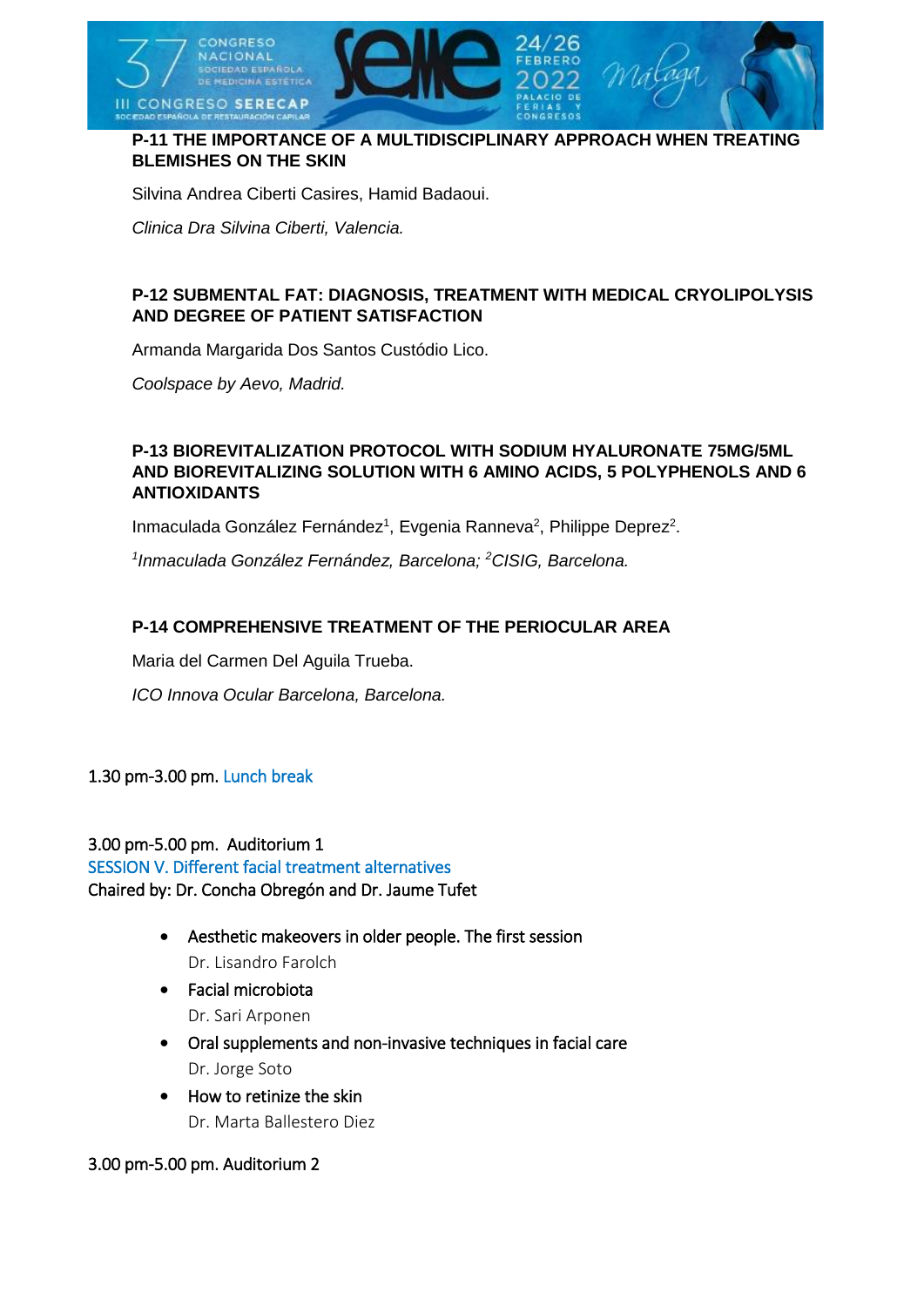**P-11 THE IMPORTANCE OF A MULTIDISCIPLINARY APPROACH WHEN TREATING BLEMISHES ON THE SKIN**

Silvina Andrea Ciberti Casires, Hamid Badaoui.

*Clinica Dra Silvina Ciberti, Valencia.*

**P-12 SUBMENTAL FAT: DIAGNOSIS, TREATMENT WITH MEDICAL CRYOLIPOLYSIS AND DEGREE OF PATIENT SATISFACTION**

Armanda Margarida Dos Santos Custódio Lico.

*Coolspace by Aevo, Madrid.*

**P-13 BIOREVITALIZATION PROTOCOL WITH SODIUM HYALURONATE 75MG/5ML AND BIOREVITALIZING SOLUTION WITH 6 AMINO ACIDS, 5 POLYPHENOLS AND 6 ANTIOXIDANTS**

Inmaculada González Fernández[1], Evgenia Ranneva[2], Philippe Deprez[2].

*[1]Inmaculada González Fernández, Barcelona; [2]CISIG, Barcelona.*

**P-14 COMPREHENSIVE TREATMENT OF THE PERIOCULAR AREA**

Maria del Carmen Del Aguila Trueba.

*ICO Innova Ocular Barcelona, Barcelona.*

1.30 pm-3.00 pm. Lunch break

3.00 pm-5.00 pm. Auditorium 1

SESSION V. Different facial treatment alternatives

Chaired by: Dr. Concha Obregón and Dr. Jaume Tufet

- Aesthetic makeovers in older people. The first session
  Dr. Lisandro Farolch
- Facial microbiota
  Dr. Sari Arponen
- Oral supplements and non-invasive techniques in facial care
  Dr. Jorge Soto
- How to retinize the skin
  Dr. Marta Ballestero Diez

3.00 pm-5.00 pm. Auditorium 2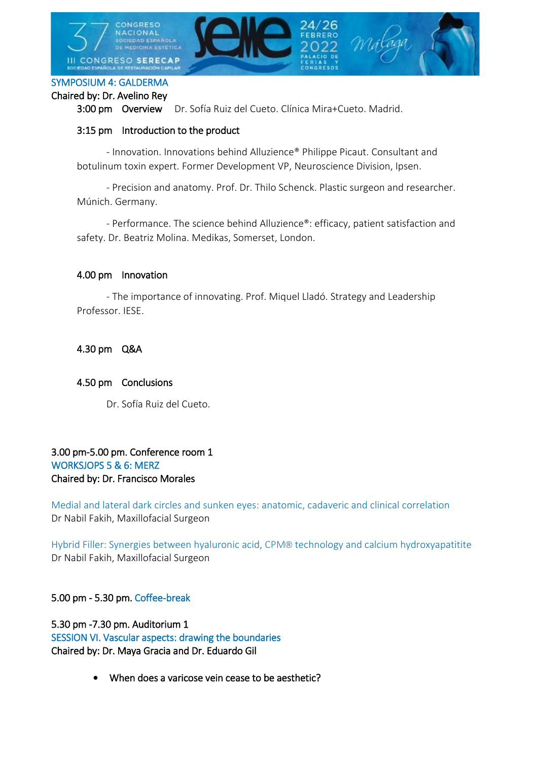SYMPOSIUM 4: GALDERMA

Chaired by: Dr. Avelino Rey

3:00 pm Overview Dr. Sofía Ruiz del Cueto. Clínica Mira+Cueto. Madrid.

3:15 pm Introduction to the product

- Innovation. Innovations behind Alluzience® Philippe Picaut. Consultant and botulinum toxin expert. Former Development VP, Neuroscience Division, Ipsen.

- Precision and anatomy. Prof. Dr. Thilo Schenck. Plastic surgeon and researcher. Múnich. Germany.

- Performance. The science behind Alluzience®: efficacy, patient satisfaction and safety. Dr. Beatriz Molina. Medikas, Somerset, London.

4.00 pm Innovation

- The importance of innovating. Prof. Miquel Lladó. Strategy and Leadership Professor. IESE.

4.30 pm Q&A

4.50 pm Conclusions

Dr. Sofía Ruiz del Cueto.

3.00 pm-5.00 pm. Conference room 1

WORKSJOPS 5 & 6: MERZ

Chaired by: Dr. Francisco Morales

Medial and lateral dark circles and sunken eyes: anatomic, cadaveric and clinical correlation

Dr Nabil Fakih, Maxillofacial Surgeon

Hybrid Filler: Synergies between hyaluronic acid, CPM® technology and calcium hydroxyapatitite

Dr Nabil Fakih, Maxillofacial Surgeon

5.00 pm - 5.30 pm. Coffee-break

5.30 pm -7.30 pm. Auditorium 1

SESSION VI. Vascular aspects: drawing the boundaries

Chaired by: Dr. Maya Gracia and Dr. Eduardo Gil

- When does a varicose vein cease to be aesthetic?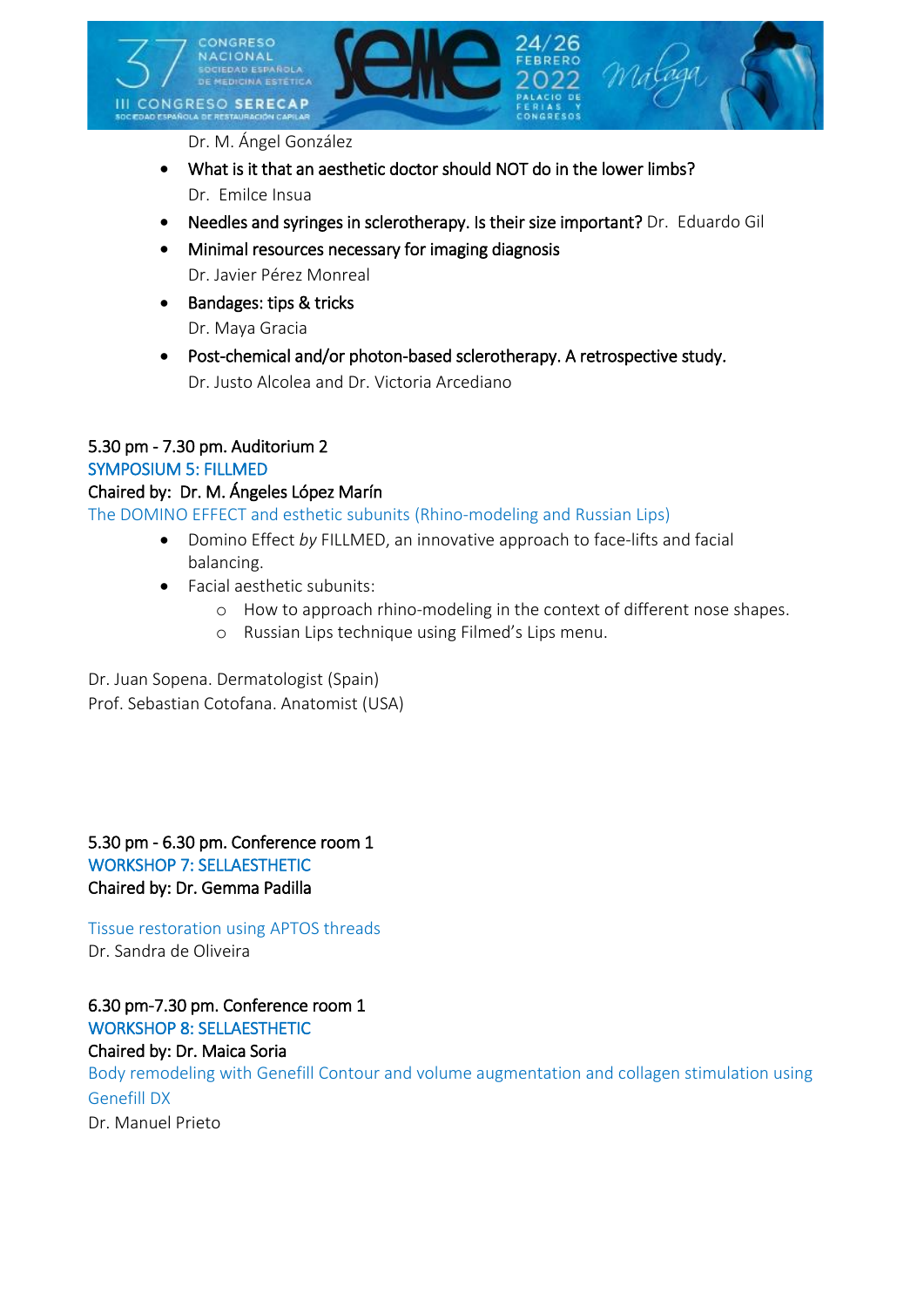Dr. M. Ángel González

- What is it that an aesthetic doctor should NOT do in the lower limbs?
  Dr. Emilce Insua
- Needles and syringes in sclerotherapy. Is their size important? Dr. Eduardo Gil
- Minimal resources necessary for imaging diagnosis
  Dr. Javier Pérez Monreal
- Bandages: tips & tricks
  Dr. Maya Gracia
- Post-chemical and/or photon-based sclerotherapy. A retrospective study.
  Dr. Justo Alcolea and Dr. Victoria Arcediano

5.30 pm - 7.30 pm. Auditorium 2
SYMPOSIUM 5: FILLMED
Chaired by: Dr. M. Ángeles López Marín
The DOMINO EFFECT and esthetic subunits (Rhino-modeling and Russian Lips)

- Domino Effect *by* FILLMED, an innovative approach to face-lifts and facial balancing.
- Facial aesthetic subunits:
  - How to approach rhino-modeling in the context of different nose shapes.
  - Russian Lips technique using Filmed's Lips menu.

Dr. Juan Sopena. Dermatologist (Spain)
Prof. Sebastian Cotofana. Anatomist (USA)

5.30 pm - 6.30 pm. Conference room 1
WORKSHOP 7: SELLAESTHETIC
Chaired by: Dr. Gemma Padilla

Tissue restoration using APTOS threads
Dr. Sandra de Oliveira

6.30 pm-7.30 pm. Conference room 1
WORKSHOP 8: SELLAESTHETIC
Chaired by: Dr. Maica Soria
Body remodeling with Genefill Contour and volume augmentation and collagen stimulation using Genefill DX
Dr. Manuel Prieto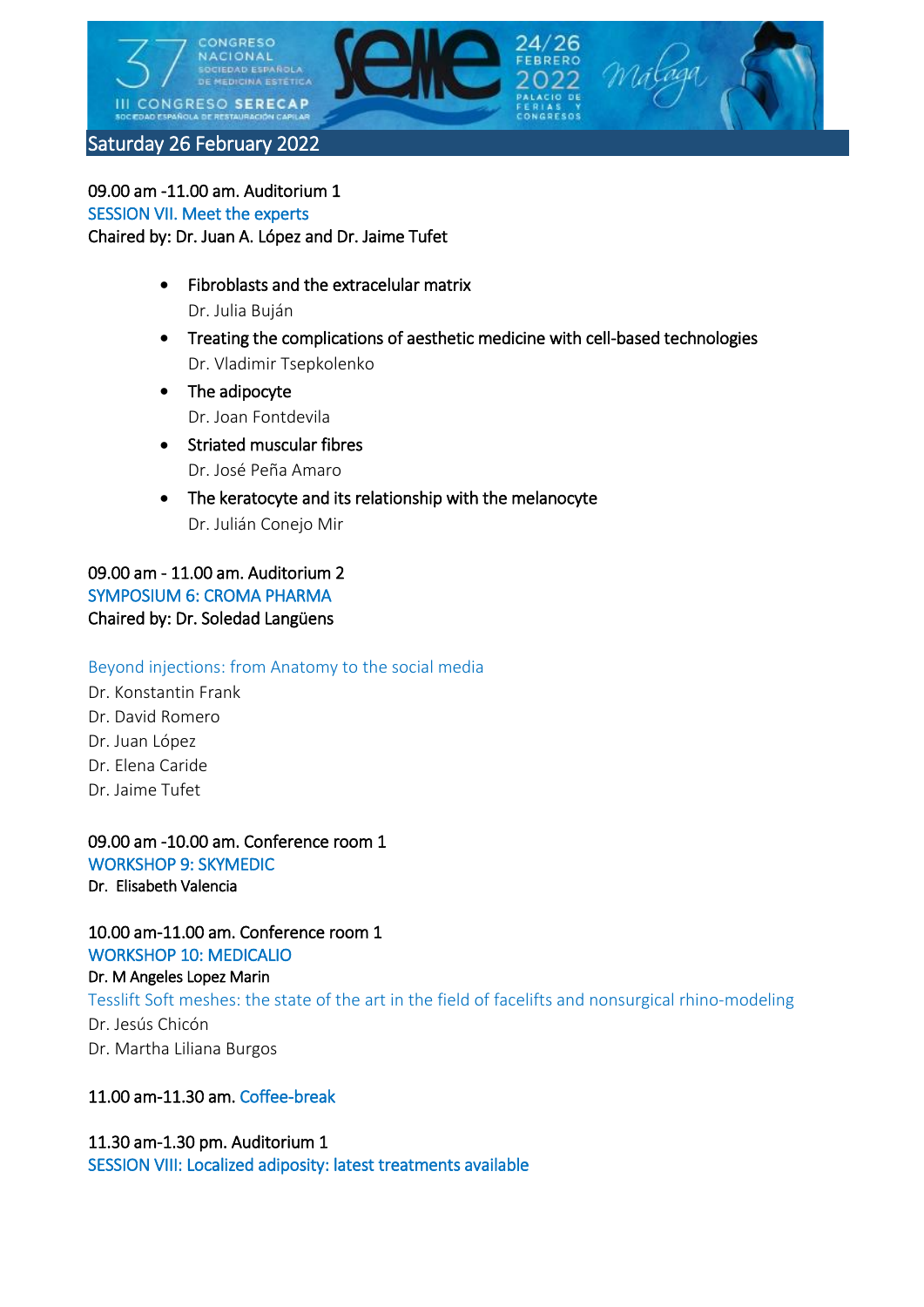## Saturday 26 February 2022

09.00 am -11.00 am. Auditorium 1

SESSION VII. Meet the experts

Chaired by: Dr. Juan A. López and Dr. Jaime Tufet

- Fibroblasts and the extracelular matrix
  Dr. Julia Buján
- Treating the complications of aesthetic medicine with cell-based technologies
  Dr. Vladimir Tsepkolenko
- The adipocyte
  Dr. Joan Fontdevila
- Striated muscular fibres
  Dr. José Peña Amaro
- The keratocyte and its relationship with the melanocyte
  Dr. Julián Conejo Mir

09.00 am - 11.00 am. Auditorium 2

SYMPOSIUM 6: CROMA PHARMA

Chaired by: Dr. Soledad Langüens

Beyond injections: from Anatomy to the social media

Dr. Konstantin Frank
Dr. David Romero
Dr. Juan López
Dr. Elena Caride
Dr. Jaime Tufet

09.00 am -10.00 am. Conference room 1

WORKSHOP 9: SKYMEDIC

**Dr. Elisabeth Valencia**

10.00 am-11.00 am. Conference room 1

WORKSHOP 10: MEDICALIO

**Dr. M Angeles Lopez Marin**

Tesslift Soft meshes: the state of the art in the field of facelifts and nonsurgical rhino-modeling

Dr. Jesús Chicón
Dr. Martha Liliana Burgos

11.00 am-11.30 am. Coffee-break

11.30 am-1.30 pm. Auditorium 1

SESSION VIII: Localized adiposity: latest treatments available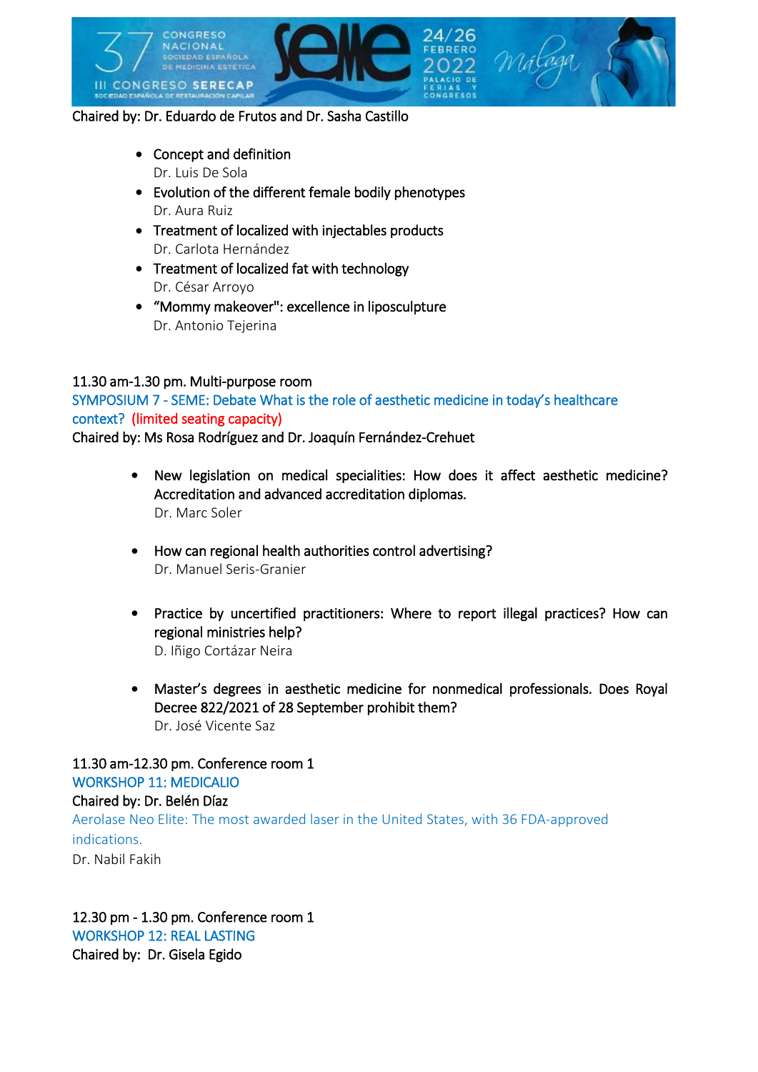Chaired by: Dr. Eduardo de Frutos and Dr. Sasha Castillo

- Concept and definition
  Dr. Luis De Sola
- Evolution of the different female bodily phenotypes
  Dr. Aura Ruiz
- Treatment of localized with injectables products
  Dr. Carlota Hernández
- Treatment of localized fat with technology
  Dr. César Arroyo
- “Mommy makeover": excellence in liposculpture
  Dr. Antonio Tejerina

11.30 am-1.30 pm. Multi-purpose room

SYMPOSIUM 7 - SEME: Debate What is the role of aesthetic medicine in today’s healthcare context? (limited seating capacity)

Chaired by: Ms Rosa Rodríguez and Dr. Joaquín Fernández-Crehuet

- New legislation on medical specialities: How does it affect aesthetic medicine? Accreditation and advanced accreditation diplomas.
  Dr. Marc Soler

- How can regional health authorities control advertising?
  Dr. Manuel Seris-Granier

- Practice by uncertified practitioners: Where to report illegal practices? How can regional ministries help?
  D. Iñigo Cortázar Neira

- Master’s degrees in aesthetic medicine for nonmedical professionals. Does Royal Decree 822/2021 of 28 September prohibit them?
  Dr. José Vicente Saz

11.30 am-12.30 pm. Conference room 1

WORKSHOP 11: MEDICALIO

Chaired by: Dr. Belén Díaz

Aerolase Neo Elite: The most awarded laser in the United States, with 36 FDA-approved indications.

Dr. Nabil Fakih

12.30 pm - 1.30 pm. Conference room 1

WORKSHOP 12: REAL LASTING

Chaired by: Dr. Gisela Egido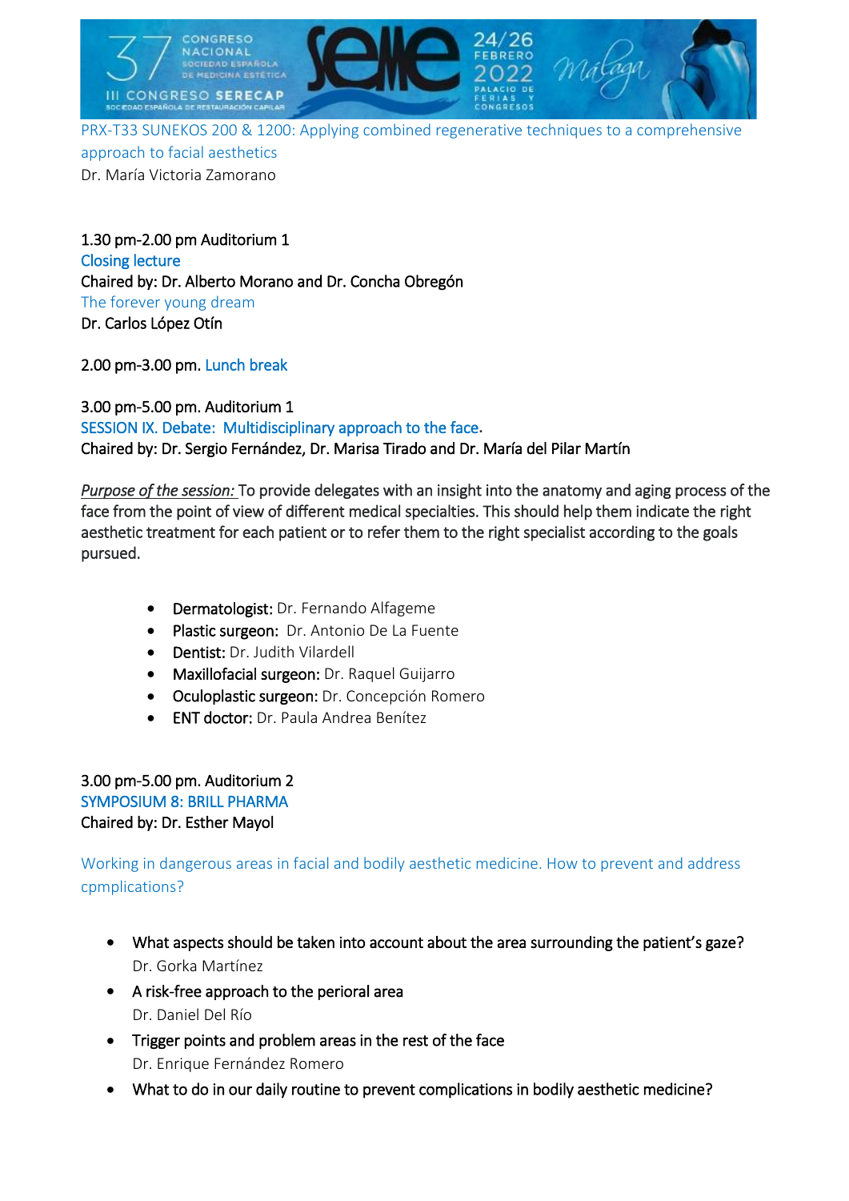PRX-T33 SUNEKOS 200 & 1200: Applying combined regenerative techniques to a comprehensive approach to facial aesthetics
Dr. María Victoria Zamorano

1.30 pm-2.00 pm Auditorium 1
Closing lecture
Chaired by: Dr. Alberto Morano and Dr. Concha Obregón
The forever young dream
Dr. Carlos López Otín

2.00 pm-3.00 pm. Lunch break

3.00 pm-5.00 pm. Auditorium 1
SESSION IX. Debate: Multidisciplinary approach to the face.
Chaired by: Dr. Sergio Fernández, Dr. Marisa Tirado and Dr. María del Pilar Martín

*Purpose of the session:* To provide delegates with an insight into the anatomy and aging process of the face from the point of view of different medical specialties. This should help them indicate the right aesthetic treatment for each patient or to refer them to the right specialist according to the goals pursued.

- Dermatologist: Dr. Fernando Alfageme
- Plastic surgeon: Dr. Antonio De La Fuente
- Dentist: Dr. Judith Vilardell
- Maxillofacial surgeon: Dr. Raquel Guijarro
- Oculoplastic surgeon: Dr. Concepción Romero
- ENT doctor: Dr. Paula Andrea Benítez

3.00 pm-5.00 pm. Auditorium 2
SYMPOSIUM 8: BRILL PHARMA
Chaired by: Dr. Esther Mayol

Working in dangerous areas in facial and bodily aesthetic medicine. How to prevent and address cpmplications?

- What aspects should be taken into account about the area surrounding the patient's gaze?
  Dr. Gorka Martínez
- A risk-free approach to the perioral area
  Dr. Daniel Del Río
- Trigger points and problem areas in the rest of the face
  Dr. Enrique Fernández Romero
- What to do in our daily routine to prevent complications in bodily aesthetic medicine?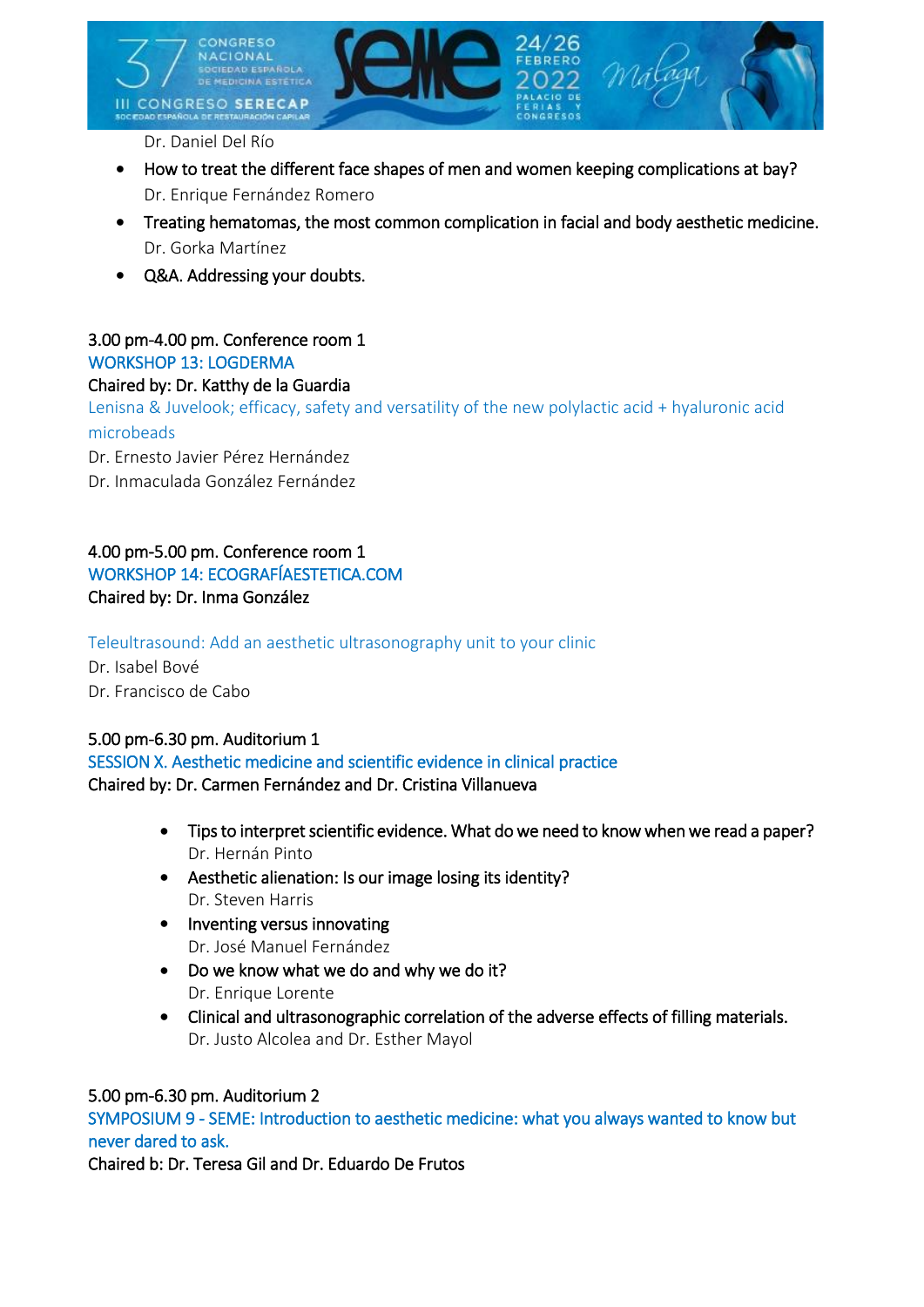Dr. Daniel Del Río

- How to treat the different face shapes of men and women keeping complications at bay?
  Dr. Enrique Fernández Romero
- Treating hematomas, the most common complication in facial and body aesthetic medicine.
  Dr. Gorka Martínez
- Q&A. Addressing your doubts.

3.00 pm-4.00 pm. Conference room 1
WORKSHOP 13: LOGDERMA
Chaired by: Dr. Katthy de la Guardia
Lenisna & Juvelook; efficacy, safety and versatility of the new polylactic acid + hyaluronic acid microbeads
Dr. Ernesto Javier Pérez Hernández
Dr. Inmaculada González Fernández

4.00 pm-5.00 pm. Conference room 1
WORKSHOP 14: ECOGRAFÍAESTETICA.COM
Chaired by: Dr. Inma González

Teleultrasound: Add an aesthetic ultrasonography unit to your clinic
Dr. Isabel Bové
Dr. Francisco de Cabo

5.00 pm-6.30 pm. Auditorium 1
SESSION X. Aesthetic medicine and scientific evidence in clinical practice
Chaired by: Dr. Carmen Fernández and Dr. Cristina Villanueva

- Tips to interpret scientific evidence. What do we need to know when we read a paper?
  Dr. Hernán Pinto
- Aesthetic alienation: Is our image losing its identity?
  Dr. Steven Harris
- Inventing versus innovating
  Dr. José Manuel Fernández
- Do we know what we do and why we do it?
  Dr. Enrique Lorente
- Clinical and ultrasonographic correlation of the adverse effects of filling materials.
  Dr. Justo Alcolea and Dr. Esther Mayol

5.00 pm-6.30 pm. Auditorium 2
SYMPOSIUM 9 - SEME: Introduction to aesthetic medicine: what you always wanted to know but never dared to ask.
Chaired b: Dr. Teresa Gil and Dr. Eduardo De Frutos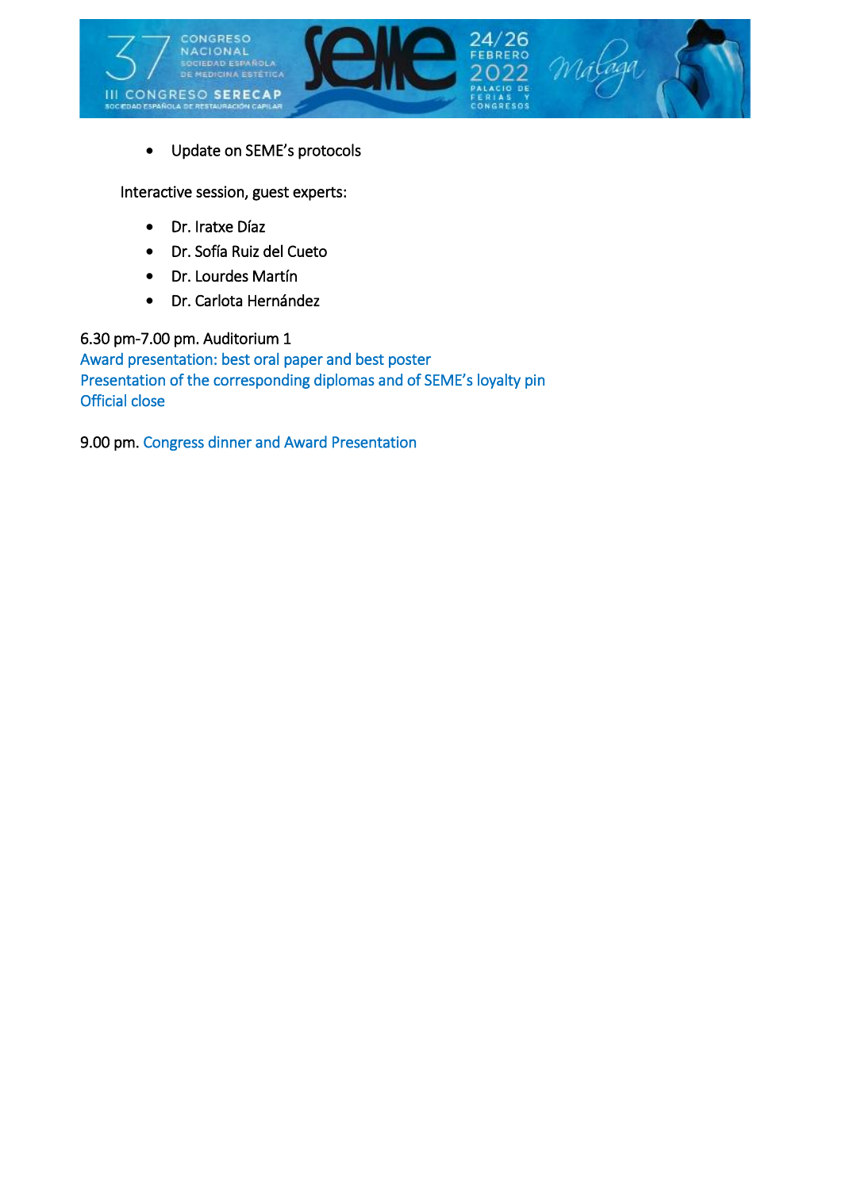- Update on SEME's protocols

Interactive session, guest experts:

- Dr. Iratxe Díaz
- Dr. Sofía Ruiz del Cueto
- Dr. Lourdes Martín
- Dr. Carlota Hernández

6.30 pm-7.00 pm. Auditorium 1
Award presentation: best oral paper and best poster
Presentation of the corresponding diplomas and of SEME's loyalty pin
Official close

9.00 pm. Congress dinner and Award Presentation